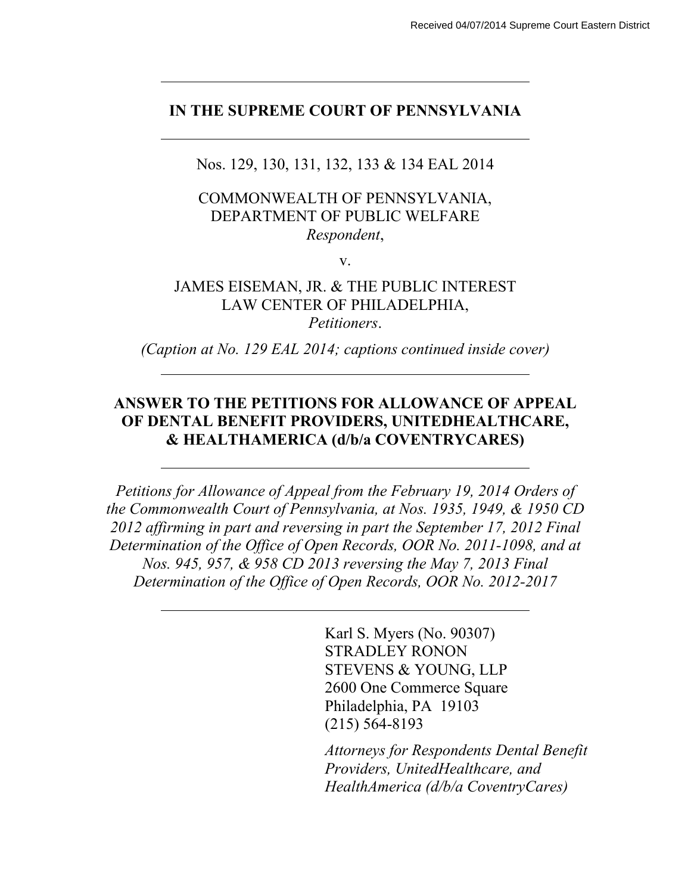Received 04/07/2014 Supreme Court Eastern District

## IN THE SUPREME COURT OF PENNSYLVANIA

Nos. 129, 130, 131, 132, 133 & 134 EAL 2014

COMMONWEALTH OF PENNSYLVANIA,
DEPARTMENT OF PUBLIC WELFARE
*Respondent*,

v.

JAMES EISEMAN, JR. & THE PUBLIC INTEREST
LAW CENTER OF PHILADELPHIA,
*Petitioners*.

*(Caption at No. 129 EAL 2014; captions continued inside cover)*

## ANSWER TO THE PETITIONS FOR ALLOWANCE OF APPEAL OF DENTAL BENEFIT PROVIDERS, UNITEDHEALTHCARE, & HEALTHAMERICA (d/b/a COVENTRYCARES)

*Petitions for Allowance of Appeal from the February 19, 2014 Orders of the Commonwealth Court of Pennsylvania, at Nos. 1935, 1949, & 1950 CD 2012 affirming in part and reversing in part the September 17, 2012 Final Determination of the Office of Open Records, OOR No. 2011-1098, and at Nos. 945, 957, & 958 CD 2013 reversing the May 7, 2013 Final Determination of the Office of Open Records, OOR No. 2012-2017*

Karl S. Myers (No. 90307)
STRADLEY RONON
STEVENS & YOUNG, LLP
2600 One Commerce Square
Philadelphia, PA 19103
(215) 564-8193

*Attorneys for Respondents Dental Benefit Providers, UnitedHealthcare, and HealthAmerica (d/b/a CoventryCares)*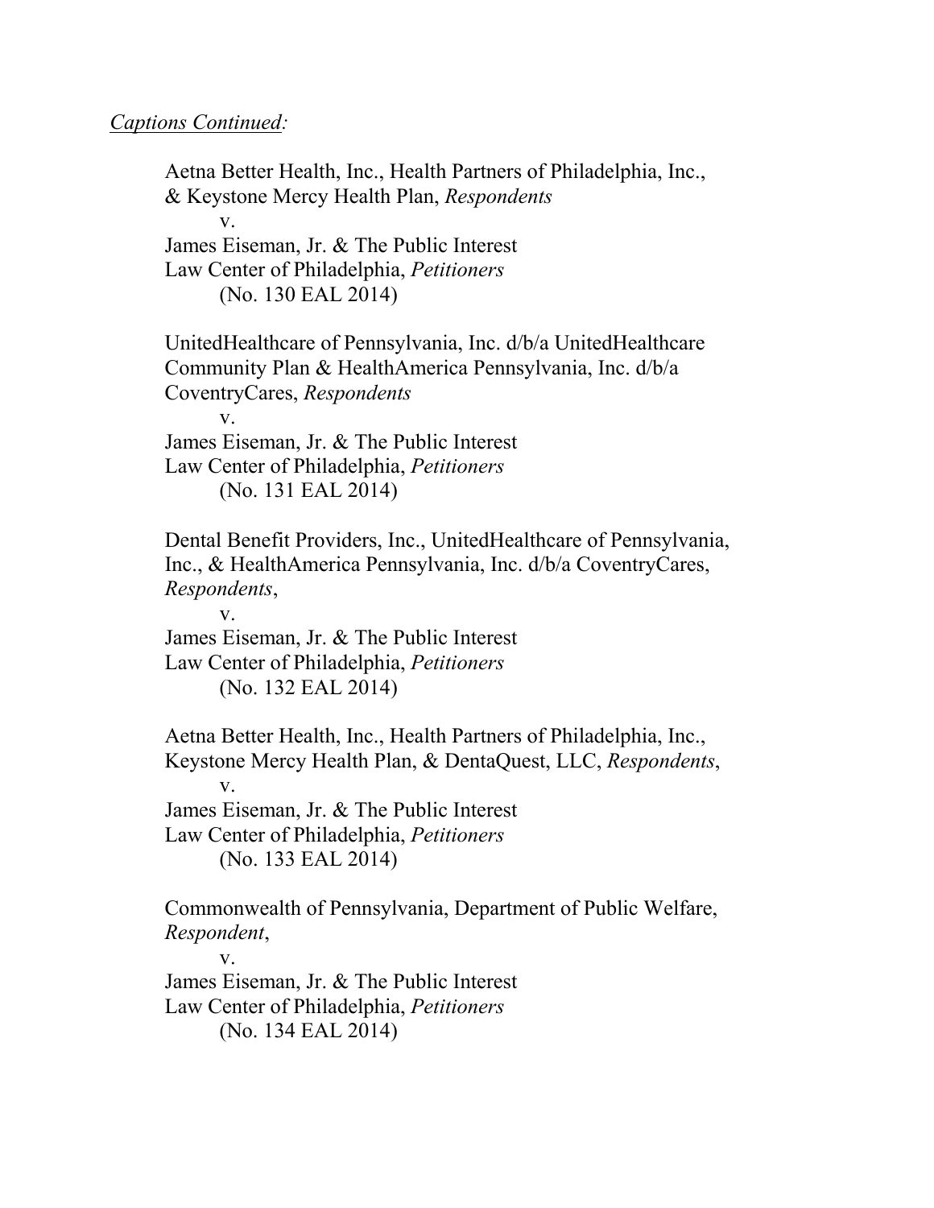*Captions Continued:*

Aetna Better Health, Inc., Health Partners of Philadelphia, Inc., & Keystone Mercy Health Plan, *Respondents*
v.
James Eiseman, Jr. & The Public Interest Law Center of Philadelphia, *Petitioners*
(No. 130 EAL 2014)

UnitedHealthcare of Pennsylvania, Inc. d/b/a UnitedHealthcare Community Plan & HealthAmerica Pennsylvania, Inc. d/b/a CoventryCares, *Respondents*
v.
James Eiseman, Jr. & The Public Interest Law Center of Philadelphia, *Petitioners*
(No. 131 EAL 2014)

Dental Benefit Providers, Inc., UnitedHealthcare of Pennsylvania, Inc., & HealthAmerica Pennsylvania, Inc. d/b/a CoventryCares, *Respondents*,
v.
James Eiseman, Jr. & The Public Interest Law Center of Philadelphia, *Petitioners*
(No. 132 EAL 2014)

Aetna Better Health, Inc., Health Partners of Philadelphia, Inc., Keystone Mercy Health Plan, & DentaQuest, LLC, *Respondents*,
v.
James Eiseman, Jr. & The Public Interest Law Center of Philadelphia, *Petitioners*
(No. 133 EAL 2014)

Commonwealth of Pennsylvania, Department of Public Welfare, *Respondent*,
v.
James Eiseman, Jr. & The Public Interest Law Center of Philadelphia, *Petitioners*
(No. 134 EAL 2014)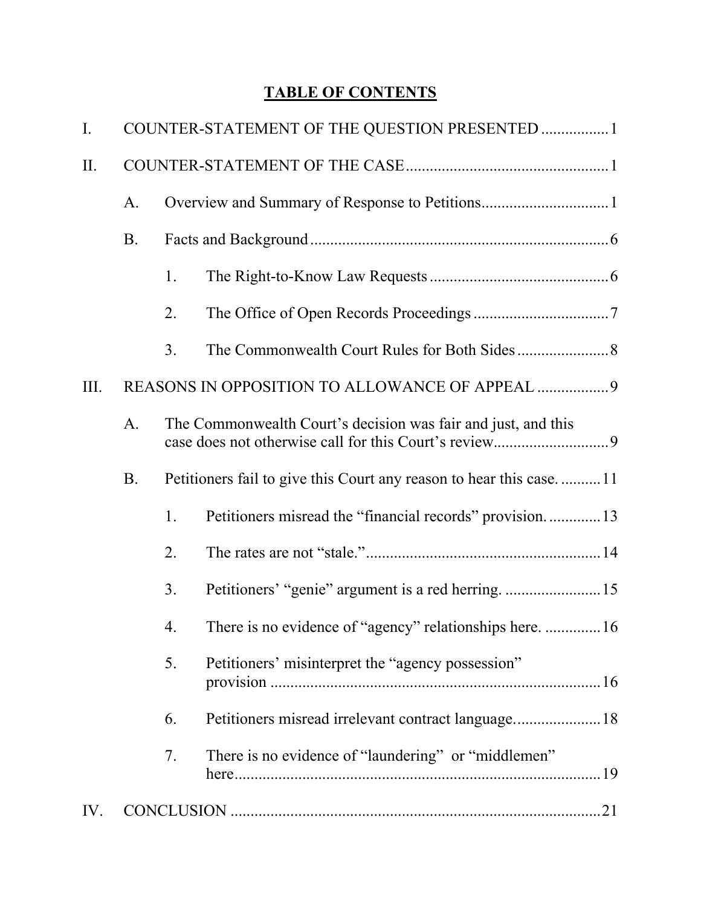# TABLE OF CONTENTS

I. COUNTER-STATEMENT OF THE QUESTION PRESENTED ................. 1

II. COUNTER-STATEMENT OF THE CASE .................................................. 1

- A. Overview and Summary of Response to Petitions ................................ 1
- B. Facts and Background .......................................................................... 6
  1. The Right-to-Know Law Requests ............................................ 6
  2. The Office of Open Records Proceedings ................................. 7
  3. The Commonwealth Court Rules for Both Sides ....................... 8

III. REASONS IN OPPOSITION TO ALLOWANCE OF APPEAL .................. 9

- A. The Commonwealth Court's decision was fair and just, and this case does not otherwise call for this Court's review ............................. 9
- B. Petitioners fail to give this Court any reason to hear this case. .......... 11
  1. Petitioners misread the "financial records" provision. ............. 13
  2. The rates are not "stale." .......................................................... 14
  3. Petitioners' "genie" argument is a red herring. ........................ 15
  4. There is no evidence of "agency" relationships here. .............. 16
  5. Petitioners' misinterpret the "agency possession" provision .................................................................................. 16
  6. Petitioners misread irrelevant contract language. ..................... 18
  7. There is no evidence of "laundering" or "middlemen" here ............................................................................................ 19

IV. CONCLUSION ............................................................................................ 21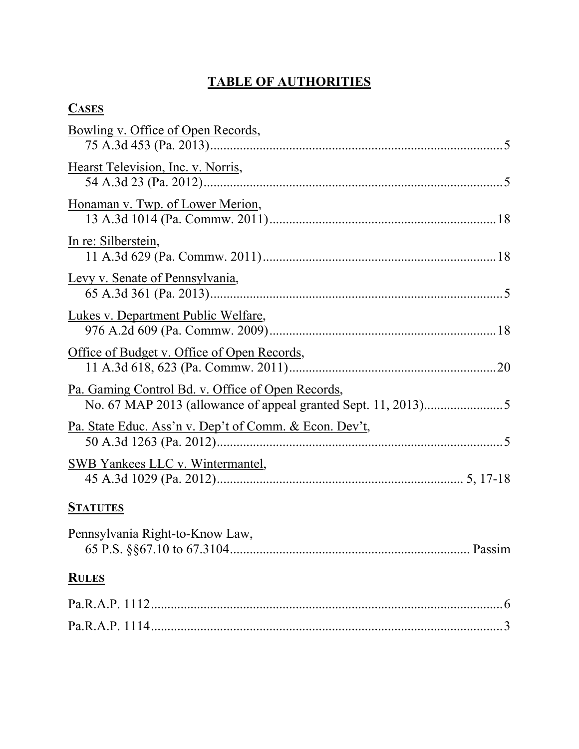# TABLE OF AUTHORITIES

## CASES

Bowling v. Office of Open Records,
75 A.3d 453 (Pa. 2013)........................................................................................5

Hearst Television, Inc. v. Norris,
54 A.3d 23 (Pa. 2012)..........................................................................................5

Honaman v. Twp. of Lower Merion,
13 A.3d 1014 (Pa. Commw. 2011)....................................................................18

In re: Silberstein,
11 A.3d 629 (Pa. Commw. 2011)......................................................................18

Levy v. Senate of Pennsylvania,
65 A.3d 361 (Pa. 2013)........................................................................................5

Lukes v. Department Public Welfare,
976 A.2d 609 (Pa. Commw. 2009)....................................................................18

Office of Budget v. Office of Open Records,
11 A.3d 618, 623 (Pa. Commw. 2011)...............................................................20

Pa. Gaming Control Bd. v. Office of Open Records,
No. 67 MAP 2013 (allowance of appeal granted Sept. 11, 2013).......................5

Pa. State Educ. Ass'n v. Dep't of Comm. & Econ. Dev't,
50 A.3d 1263 (Pa. 2012).......................................................................................5

SWB Yankees LLC v. Wintermantel,
45 A.3d 1029 (Pa. 2012)......................................................................... 5, 17-18

## STATUTES

Pennsylvania Right-to-Know Law,
65 P.S. §§67.10 to 67.3104....................................................................... Passim

## RULES

Pa.R.A.P. 1112.......................................................................................................6

Pa.R.A.P. 1114.......................................................................................................3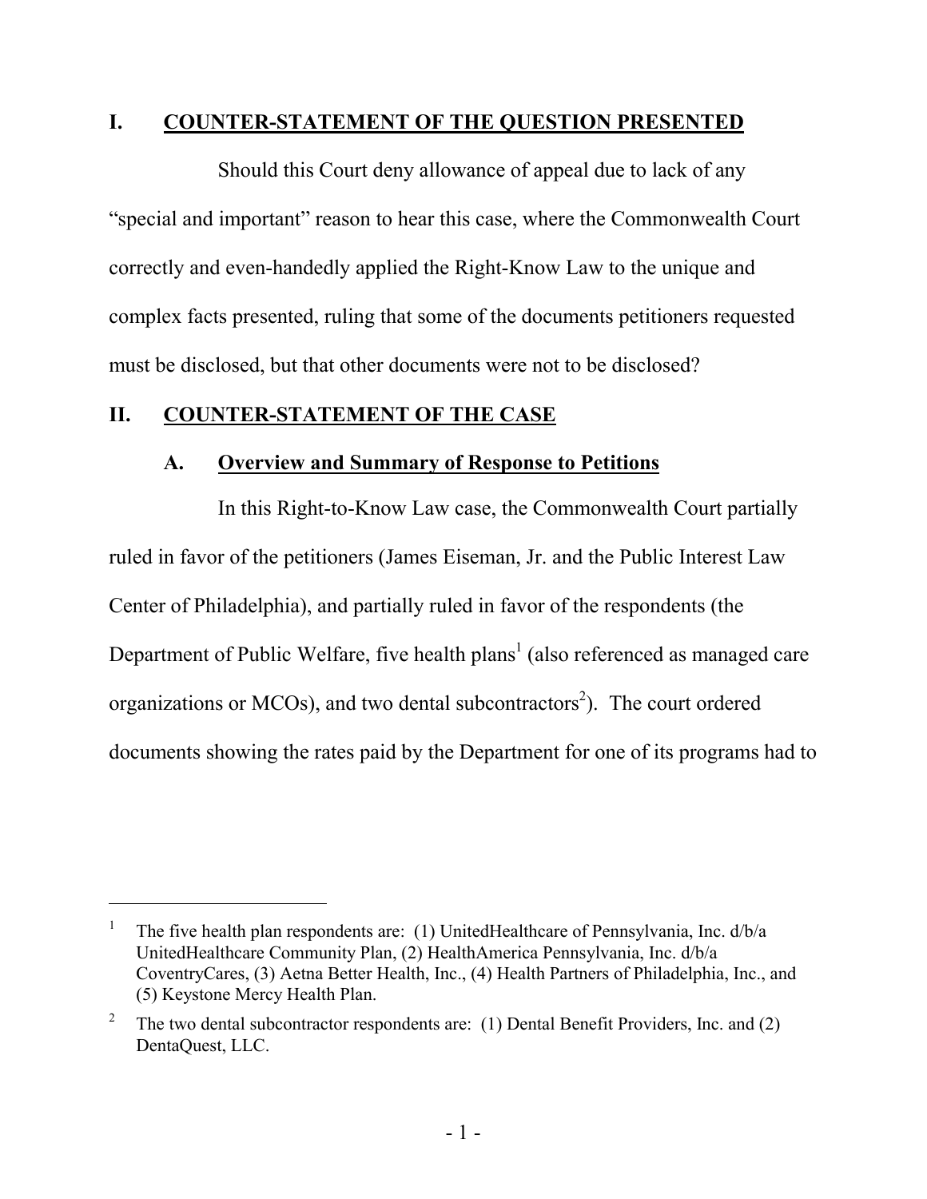## I. COUNTER-STATEMENT OF THE QUESTION PRESENTED

Should this Court deny allowance of appeal due to lack of any "special and important" reason to hear this case, where the Commonwealth Court correctly and even-handedly applied the Right-Know Law to the unique and complex facts presented, ruling that some of the documents petitioners requested must be disclosed, but that other documents were not to be disclosed?

## II. COUNTER-STATEMENT OF THE CASE

### A. Overview and Summary of Response to Petitions

In this Right-to-Know Law case, the Commonwealth Court partially ruled in favor of the petitioners (James Eiseman, Jr. and the Public Interest Law Center of Philadelphia), and partially ruled in favor of the respondents (the Department of Public Welfare, five health plans[1] (also referenced as managed care organizations or MCOs), and two dental subcontractors[2]). The court ordered documents showing the rates paid by the Department for one of its programs had to

---

[1] The five health plan respondents are: (1) UnitedHealthcare of Pennsylvania, Inc. d/b/a UnitedHealthcare Community Plan, (2) HealthAmerica Pennsylvania, Inc. d/b/a CoventryCares, (3) Aetna Better Health, Inc., (4) Health Partners of Philadelphia, Inc., and (5) Keystone Mercy Health Plan.

[2] The two dental subcontractor respondents are: (1) Dental Benefit Providers, Inc. and (2) DentaQuest, LLC.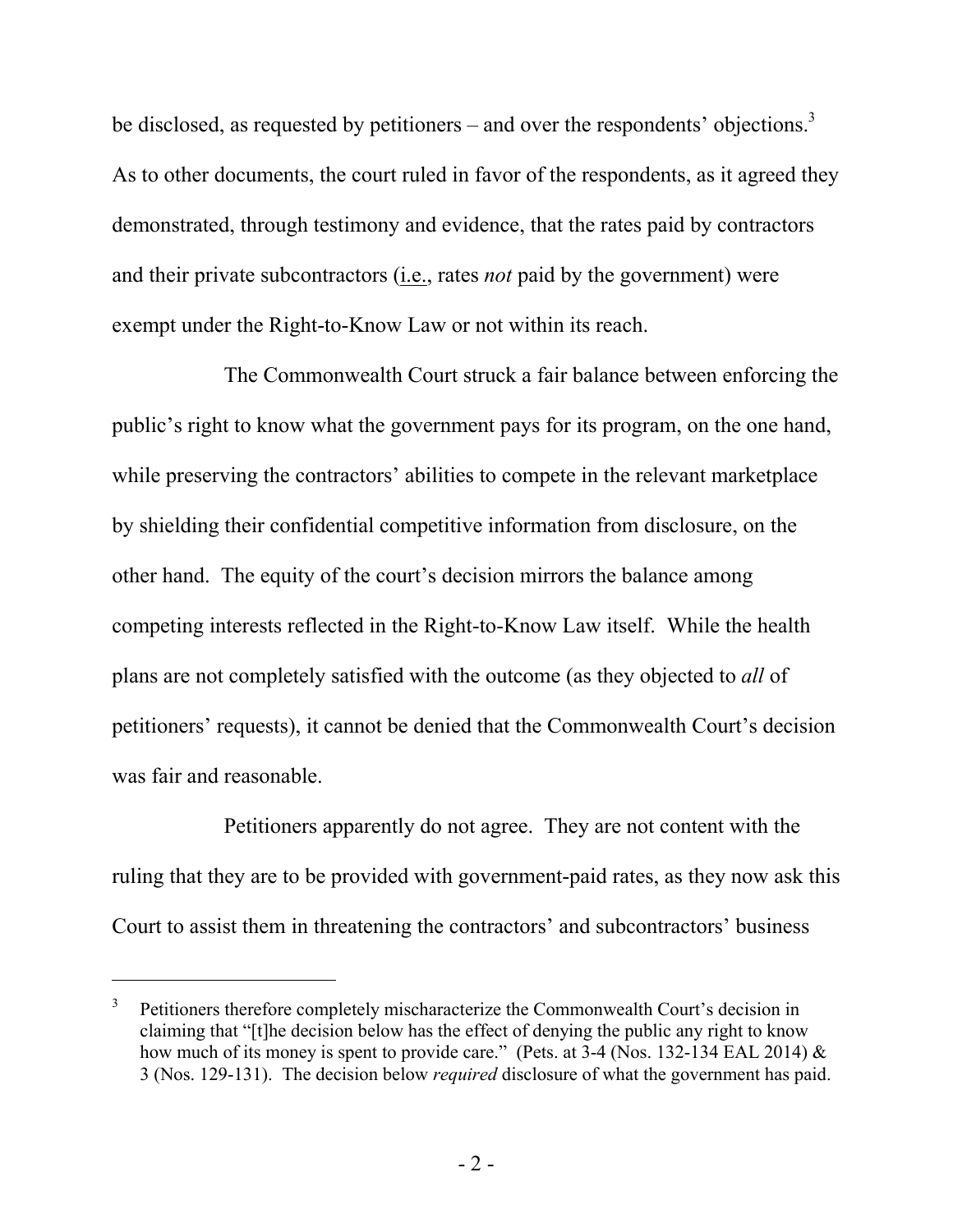be disclosed, as requested by petitioners – and over the respondents' objections.[3] As to other documents, the court ruled in favor of the respondents, as it agreed they demonstrated, through testimony and evidence, that the rates paid by contractors and their private subcontractors (i.e., rates *not* paid by the government) were exempt under the Right-to-Know Law or not within its reach.

The Commonwealth Court struck a fair balance between enforcing the public's right to know what the government pays for its program, on the one hand, while preserving the contractors' abilities to compete in the relevant marketplace by shielding their confidential competitive information from disclosure, on the other hand. The equity of the court's decision mirrors the balance among competing interests reflected in the Right-to-Know Law itself. While the health plans are not completely satisfied with the outcome (as they objected to *all* of petitioners' requests), it cannot be denied that the Commonwealth Court's decision was fair and reasonable.

Petitioners apparently do not agree. They are not content with the ruling that they are to be provided with government-paid rates, as they now ask this Court to assist them in threatening the contractors' and subcontractors' business

---

[3] Petitioners therefore completely mischaracterize the Commonwealth Court's decision in claiming that "[t]he decision below has the effect of denying the public any right to know how much of its money is spent to provide care." (Pets. at 3-4 (Nos. 132-134 EAL 2014) & 3 (Nos. 129-131). The decision below *required* disclosure of what the government has paid.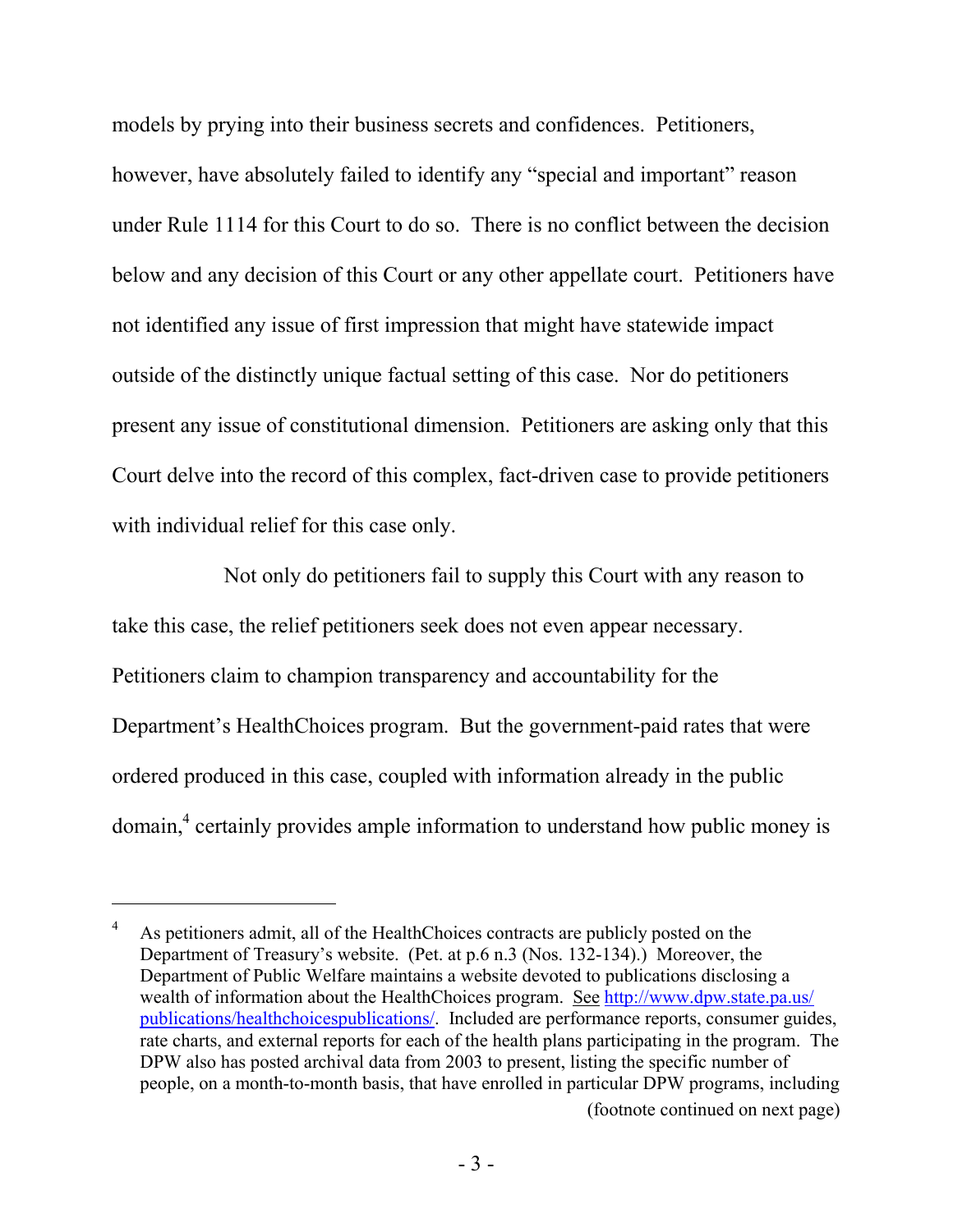models by prying into their business secrets and confidences. Petitioners, however, have absolutely failed to identify any "special and important" reason under Rule 1114 for this Court to do so. There is no conflict between the decision below and any decision of this Court or any other appellate court. Petitioners have not identified any issue of first impression that might have statewide impact outside of the distinctly unique factual setting of this case. Nor do petitioners present any issue of constitutional dimension. Petitioners are asking only that this Court delve into the record of this complex, fact-driven case to provide petitioners with individual relief for this case only.

Not only do petitioners fail to supply this Court with any reason to take this case, the relief petitioners seek does not even appear necessary. Petitioners claim to champion transparency and accountability for the Department's HealthChoices program. But the government-paid rates that were ordered produced in this case, coupled with information already in the public domain,[4] certainly provides ample information to understand how public money is

---

[4] As petitioners admit, all of the HealthChoices contracts are publicly posted on the Department of Treasury's website. (Pet. at p.6 n.3 (Nos. 132-134).) Moreover, the Department of Public Welfare maintains a website devoted to publications disclosing a wealth of information about the HealthChoices program. See http://www.dpw.state.pa.us/publications/healthchoicespublications/. Included are performance reports, consumer guides, rate charts, and external reports for each of the health plans participating in the program. The DPW also has posted archival data from 2003 to present, listing the specific number of people, on a month-to-month basis, that have enrolled in particular DPW programs, including

(footnote continued on next page)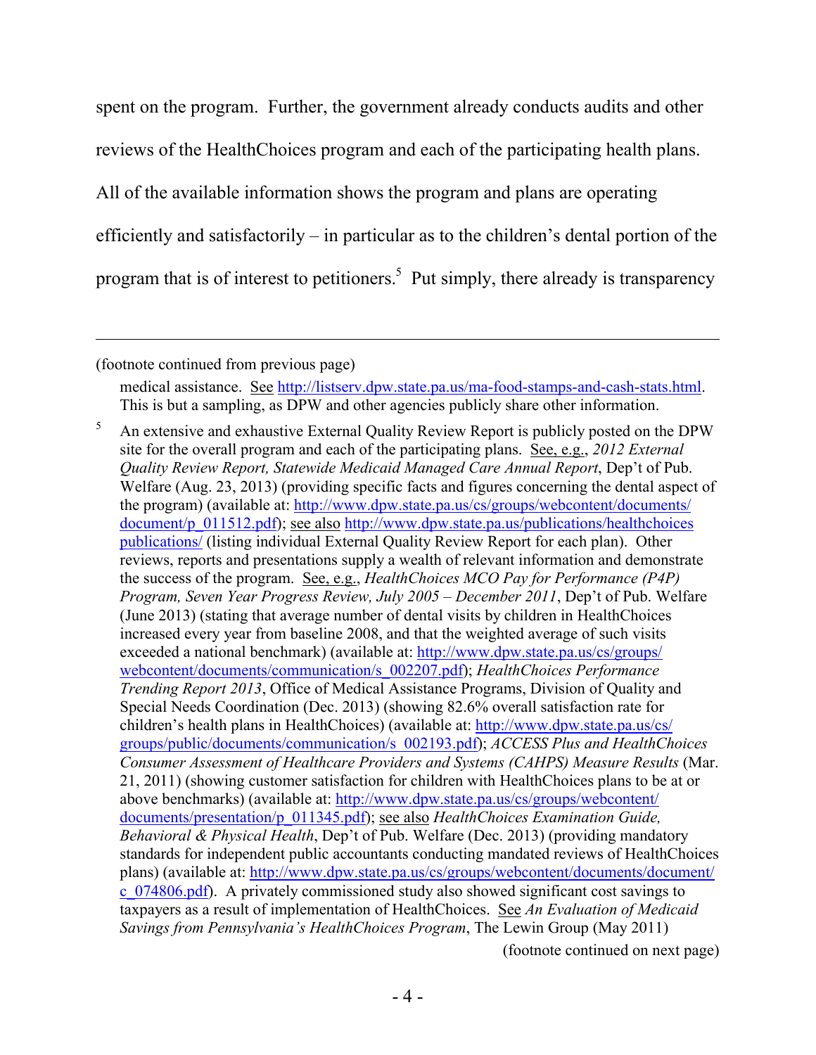spent on the program. Further, the government already conducts audits and other reviews of the HealthChoices program and each of the participating health plans. All of the available information shows the program and plans are operating efficiently and satisfactorily – in particular as to the children's dental portion of the program that is of interest to petitioners.[5] Put simply, there already is transparency

---

(footnote continued from previous page)

medical assistance. See http://listserv.dpw.state.pa.us/ma-food-stamps-and-cash-stats.html. This is but a sampling, as DPW and other agencies publicly share other information.

[5] An extensive and exhaustive External Quality Review Report is publicly posted on the DPW site for the overall program and each of the participating plans. See, e.g., *2012 External Quality Review Report, Statewide Medicaid Managed Care Annual Report*, Dep't of Pub. Welfare (Aug. 23, 2013) (providing specific facts and figures concerning the dental aspect of the program) (available at: http://www.dpw.state.pa.us/cs/groups/webcontent/documents/document/p_011512.pdf); see also http://www.dpw.state.pa.us/publications/healthchoicespublications/ (listing individual External Quality Review Report for each plan). Other reviews, reports and presentations supply a wealth of relevant information and demonstrate the success of the program. See, e.g., *HealthChoices MCO Pay for Performance (P4P) Program, Seven Year Progress Review, July 2005 – December 2011*, Dep't of Pub. Welfare (June 2013) (stating that average number of dental visits by children in HealthChoices increased every year from baseline 2008, and that the weighted average of such visits exceeded a national benchmark) (available at: http://www.dpw.state.pa.us/cs/groups/webcontent/documents/communication/s_002207.pdf); *HealthChoices Performance Trending Report 2013*, Office of Medical Assistance Programs, Division of Quality and Special Needs Coordination (Dec. 2013) (showing 82.6% overall satisfaction rate for children's health plans in HealthChoices) (available at: http://www.dpw.state.pa.us/cs/groups/public/documents/communication/s_002193.pdf); *ACCESS Plus and HealthChoices Consumer Assessment of Healthcare Providers and Systems (CAHPS) Measure Results* (Mar. 21, 2011) (showing customer satisfaction for children with HealthChoices plans to be at or above benchmarks) (available at: http://www.dpw.state.pa.us/cs/groups/webcontent/documents/presentation/p_011345.pdf); see also *HealthChoices Examination Guide, Behavioral & Physical Health*, Dep't of Pub. Welfare (Dec. 2013) (providing mandatory standards for independent public accountants conducting mandated reviews of HealthChoices plans) (available at: http://www.dpw.state.pa.us/cs/groups/webcontent/documents/document/c_074806.pdf). A privately commissioned study also showed significant cost savings to taxpayers as a result of implementation of HealthChoices. See *An Evaluation of Medicaid Savings from Pennsylvania's HealthChoices Program*, The Lewin Group (May 2011)

(footnote continued on next page)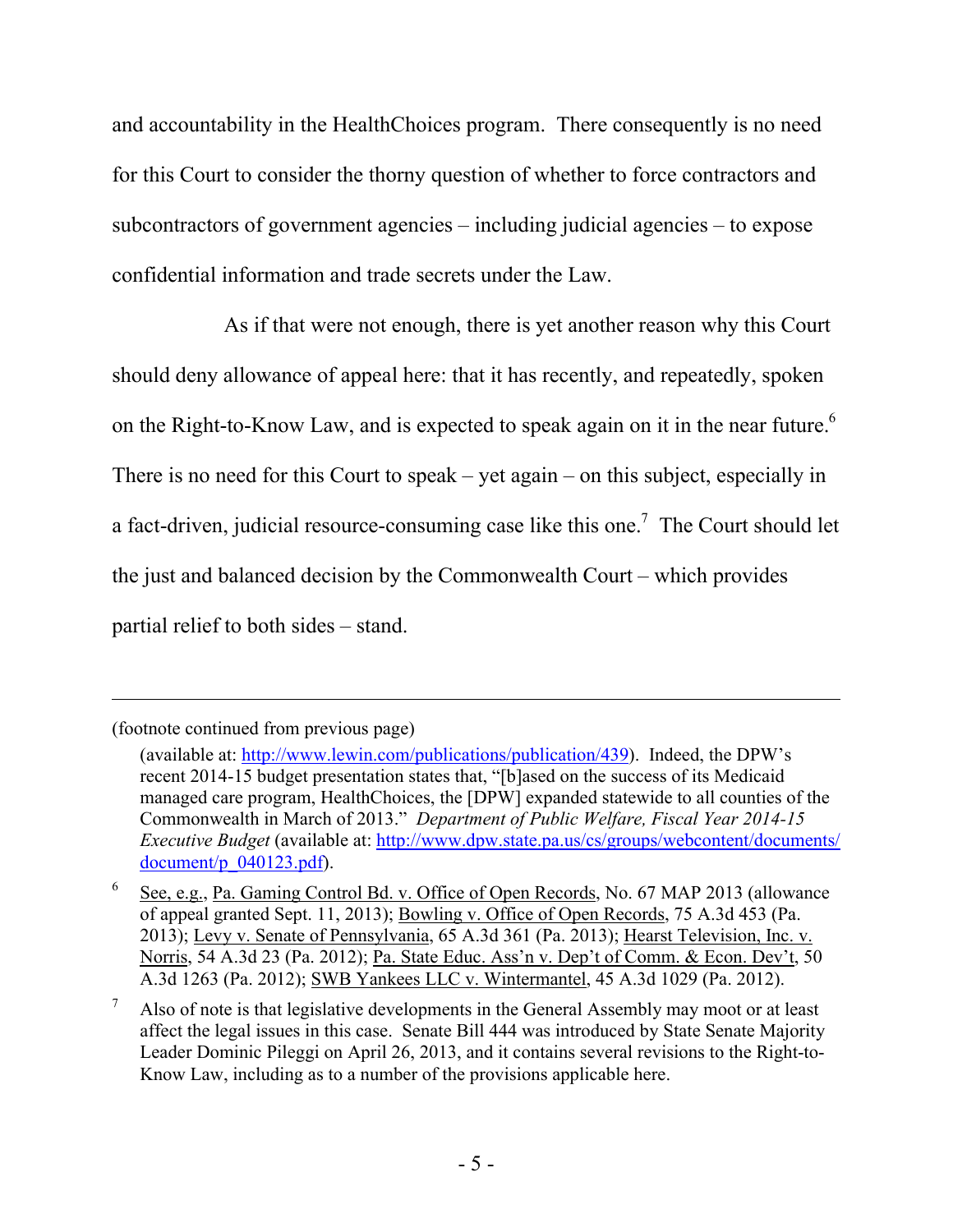and accountability in the HealthChoices program. There consequently is no need for this Court to consider the thorny question of whether to force contractors and subcontractors of government agencies – including judicial agencies – to expose confidential information and trade secrets under the Law.

As if that were not enough, there is yet another reason why this Court should deny allowance of appeal here: that it has recently, and repeatedly, spoken on the Right-to-Know Law, and is expected to speak again on it in the near future.[6] There is no need for this Court to speak – yet again – on this subject, especially in a fact-driven, judicial resource-consuming case like this one.[7] The Court should let the just and balanced decision by the Commonwealth Court – which provides partial relief to both sides – stand.

---

(footnote continued from previous page)

(available at: http://www.lewin.com/publications/publication/439). Indeed, the DPW's recent 2014-15 budget presentation states that, "[b]ased on the success of its Medicaid managed care program, HealthChoices, the [DPW] expanded statewide to all counties of the Commonwealth in March of 2013." *Department of Public Welfare, Fiscal Year 2014-15 Executive Budget* (available at: http://www.dpw.state.pa.us/cs/groups/webcontent/documents/document/p_040123.pdf).

[6] See, e.g., Pa. Gaming Control Bd. v. Office of Open Records, No. 67 MAP 2013 (allowance of appeal granted Sept. 11, 2013); Bowling v. Office of Open Records, 75 A.3d 453 (Pa. 2013); Levy v. Senate of Pennsylvania, 65 A.3d 361 (Pa. 2013); Hearst Television, Inc. v. Norris, 54 A.3d 23 (Pa. 2012); Pa. State Educ. Ass'n v. Dep't of Comm. & Econ. Dev't, 50 A.3d 1263 (Pa. 2012); SWB Yankees LLC v. Wintermantel, 45 A.3d 1029 (Pa. 2012).

[7] Also of note is that legislative developments in the General Assembly may moot or at least affect the legal issues in this case. Senate Bill 444 was introduced by State Senate Majority Leader Dominic Pileggi on April 26, 2013, and it contains several revisions to the Right-to-Know Law, including as to a number of the provisions applicable here.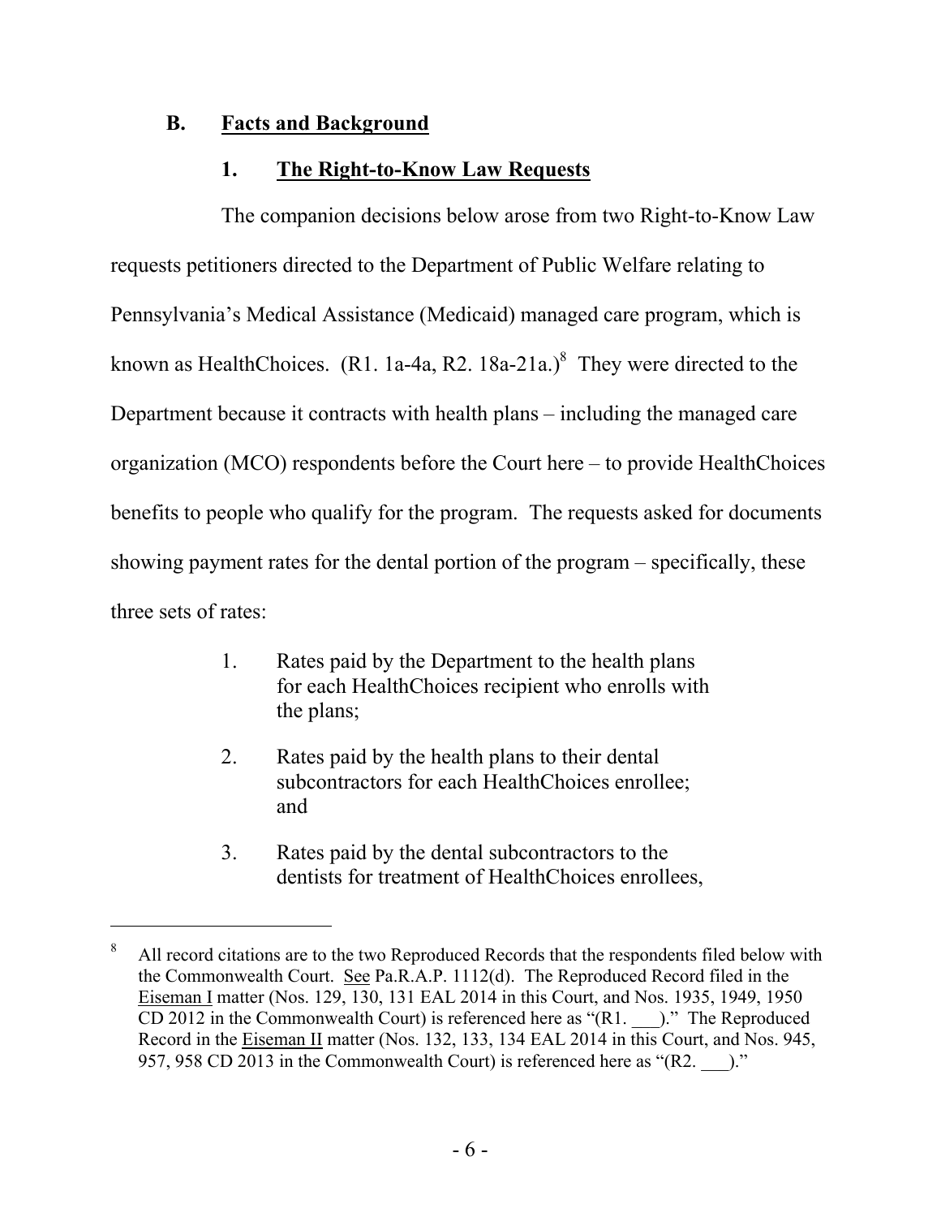### B. Facts and Background

#### 1. The Right-to-Know Law Requests

The companion decisions below arose from two Right-to-Know Law requests petitioners directed to the Department of Public Welfare relating to Pennsylvania's Medical Assistance (Medicaid) managed care program, which is known as HealthChoices. (R1. 1a-4a, R2. 18a-21a.)[8] They were directed to the Department because it contracts with health plans – including the managed care organization (MCO) respondents before the Court here – to provide HealthChoices benefits to people who qualify for the program. The requests asked for documents showing payment rates for the dental portion of the program – specifically, these three sets of rates:

> 1. Rates paid by the Department to the health plans for each HealthChoices recipient who enrolls with the plans;
>
> 2. Rates paid by the health plans to their dental subcontractors for each HealthChoices enrollee; and
>
> 3. Rates paid by the dental subcontractors to the dentists for treatment of HealthChoices enrollees,

---

[8] All record citations are to the two Reproduced Records that the respondents filed below with the Commonwealth Court. See Pa.R.A.P. 1112(d). The Reproduced Record filed in the Eiseman I matter (Nos. 129, 130, 131 EAL 2014 in this Court, and Nos. 1935, 1949, 1950 CD 2012 in the Commonwealth Court) is referenced here as "(R1. ___)." The Reproduced Record in the Eiseman II matter (Nos. 132, 133, 134 EAL 2014 in this Court, and Nos. 945, 957, 958 CD 2013 in the Commonwealth Court) is referenced here as "(R2. ___)."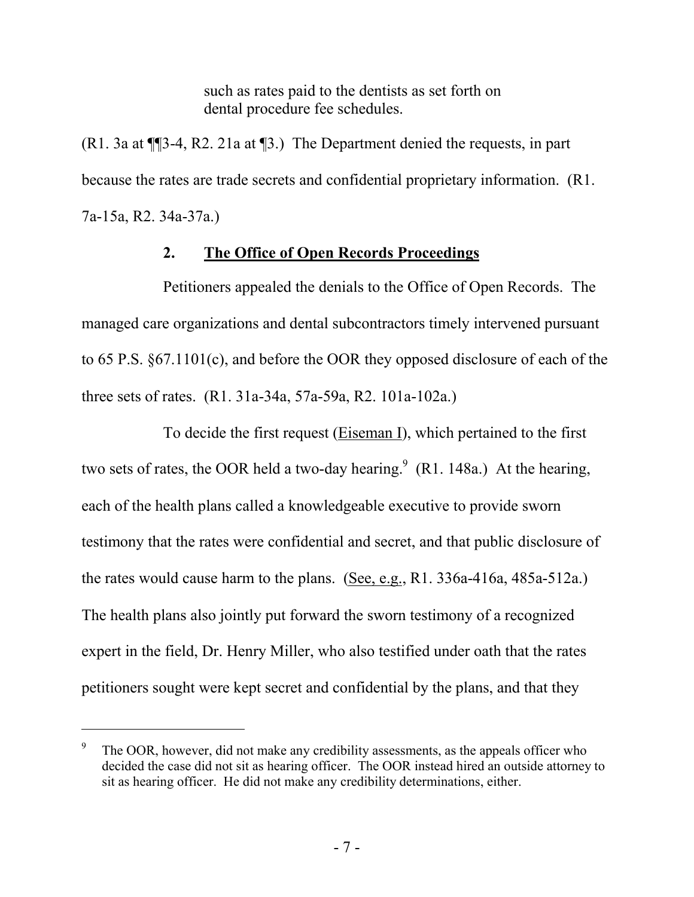> such as rates paid to the dentists as set forth on dental procedure fee schedules.

(R1. 3a at ¶¶3-4, R2. 21a at ¶3.) The Department denied the requests, in part because the rates are trade secrets and confidential proprietary information. (R1. 7a-15a, R2. 34a-37a.)

### 2. **The Office of Open Records Proceedings**

Petitioners appealed the denials to the Office of Open Records. The managed care organizations and dental subcontractors timely intervened pursuant to 65 P.S. §67.1101(c), and before the OOR they opposed disclosure of each of the three sets of rates. (R1. 31a-34a, 57a-59a, R2. 101a-102a.)

To decide the first request (Eiseman I), which pertained to the first two sets of rates, the OOR held a two-day hearing.[9] (R1. 148a.) At the hearing, each of the health plans called a knowledgeable executive to provide sworn testimony that the rates were confidential and secret, and that public disclosure of the rates would cause harm to the plans. (See, e.g., R1. 336a-416a, 485a-512a.) The health plans also jointly put forward the sworn testimony of a recognized expert in the field, Dr. Henry Miller, who also testified under oath that the rates petitioners sought were kept secret and confidential by the plans, and that they

---

[9] The OOR, however, did not make any credibility assessments, as the appeals officer who decided the case did not sit as hearing officer. The OOR instead hired an outside attorney to sit as hearing officer. He did not make any credibility determinations, either.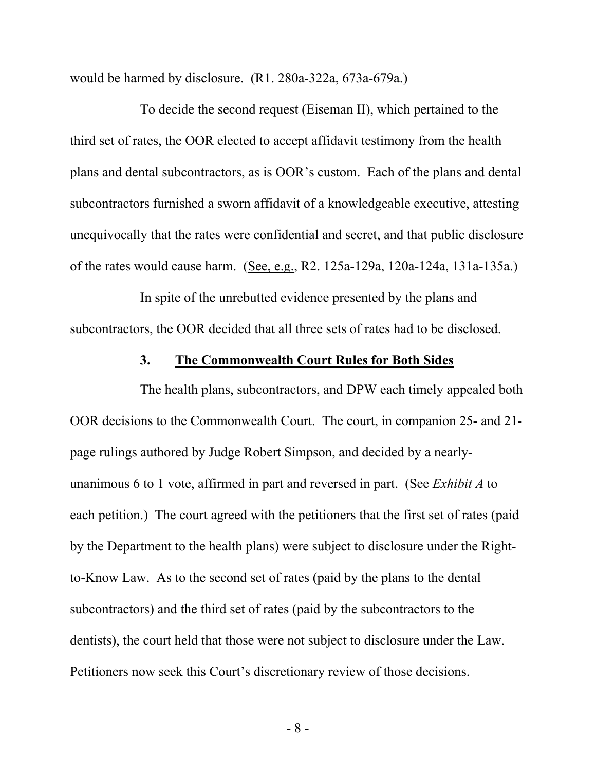would be harmed by disclosure. (R1. 280a-322a, 673a-679a.)

To decide the second request (Eiseman II), which pertained to the third set of rates, the OOR elected to accept affidavit testimony from the health plans and dental subcontractors, as is OOR's custom. Each of the plans and dental subcontractors furnished a sworn affidavit of a knowledgeable executive, attesting unequivocally that the rates were confidential and secret, and that public disclosure of the rates would cause harm. (See, e.g., R2. 125a-129a, 120a-124a, 131a-135a.)

In spite of the unrebutted evidence presented by the plans and subcontractors, the OOR decided that all three sets of rates had to be disclosed.

### 3. The Commonwealth Court Rules for Both Sides

The health plans, subcontractors, and DPW each timely appealed both OOR decisions to the Commonwealth Court. The court, in companion 25- and 21-page rulings authored by Judge Robert Simpson, and decided by a nearly-unanimous 6 to 1 vote, affirmed in part and reversed in part. (See *Exhibit A* to each petition.) The court agreed with the petitioners that the first set of rates (paid by the Department to the health plans) were subject to disclosure under the Right-to-Know Law. As to the second set of rates (paid by the plans to the dental subcontractors) and the third set of rates (paid by the subcontractors to the dentists), the court held that those were not subject to disclosure under the Law. Petitioners now seek this Court's discretionary review of those decisions.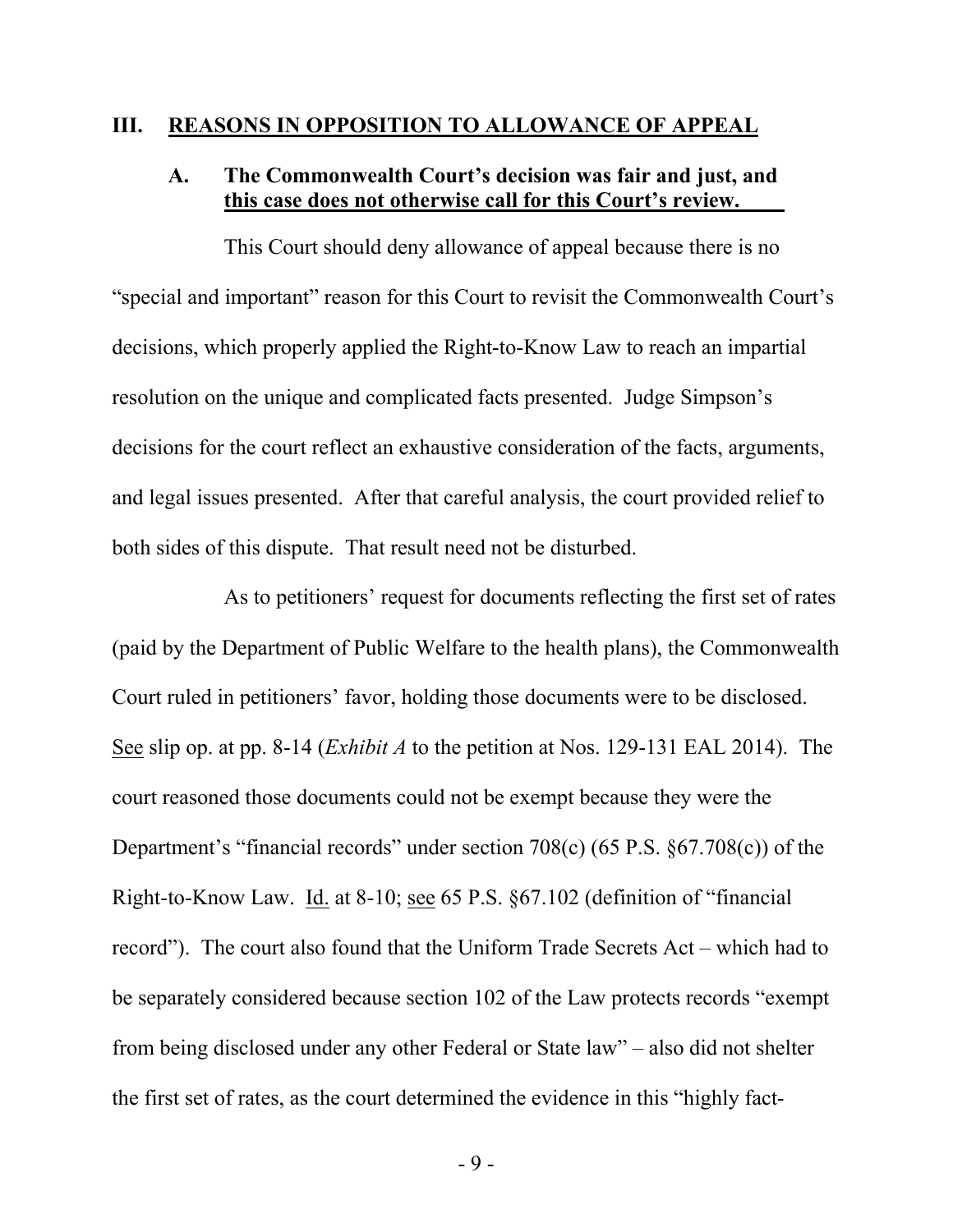## III. REASONS IN OPPOSITION TO ALLOWANCE OF APPEAL

### A. The Commonwealth Court's decision was fair and just, and this case does not otherwise call for this Court's review.

This Court should deny allowance of appeal because there is no "special and important" reason for this Court to revisit the Commonwealth Court's decisions, which properly applied the Right-to-Know Law to reach an impartial resolution on the unique and complicated facts presented. Judge Simpson's decisions for the court reflect an exhaustive consideration of the facts, arguments, and legal issues presented. After that careful analysis, the court provided relief to both sides of this dispute. That result need not be disturbed.

As to petitioners' request for documents reflecting the first set of rates (paid by the Department of Public Welfare to the health plans), the Commonwealth Court ruled in petitioners' favor, holding those documents were to be disclosed. See slip op. at pp. 8-14 (*Exhibit A* to the petition at Nos. 129-131 EAL 2014). The court reasoned those documents could not be exempt because they were the Department's "financial records" under section 708(c) (65 P.S. §67.708(c)) of the Right-to-Know Law. Id. at 8-10; see 65 P.S. §67.102 (definition of "financial record"). The court also found that the Uniform Trade Secrets Act – which had to be separately considered because section 102 of the Law protects records "exempt from being disclosed under any other Federal or State law" – also did not shelter the first set of rates, as the court determined the evidence in this "highly fact-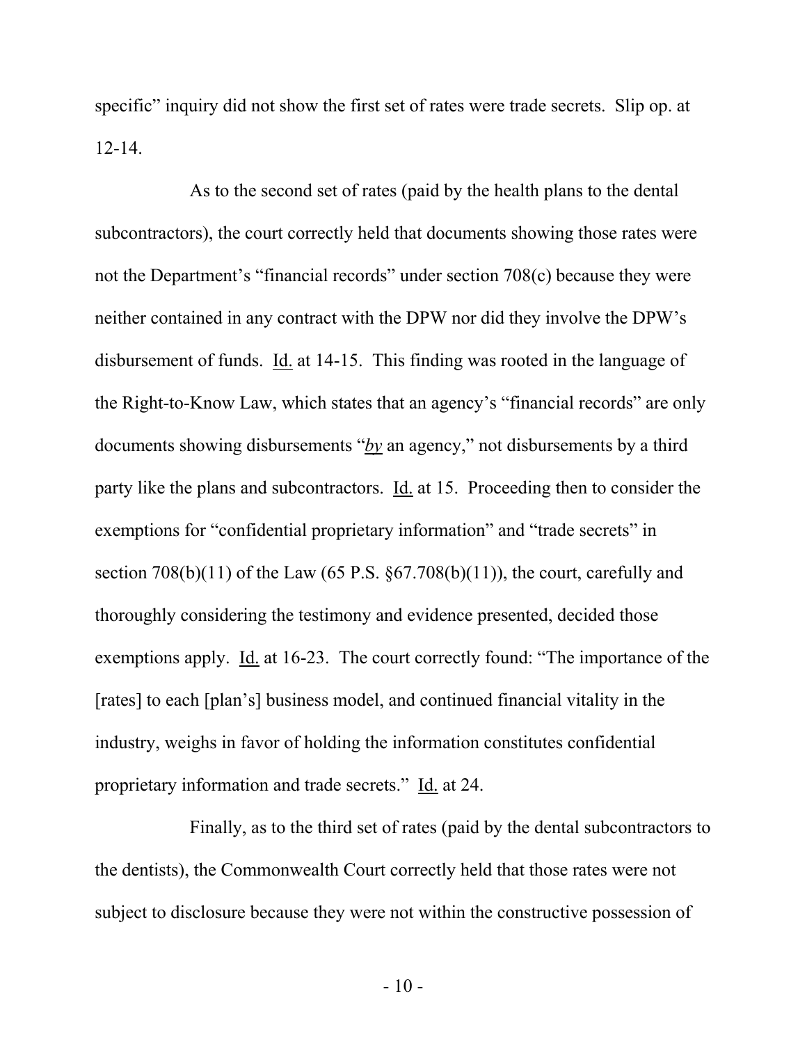specific" inquiry did not show the first set of rates were trade secrets. Slip op. at 12-14.

As to the second set of rates (paid by the health plans to the dental subcontractors), the court correctly held that documents showing those rates were not the Department's "financial records" under section 708(c) because they were neither contained in any contract with the DPW nor did they involve the DPW's disbursement of funds. Id. at 14-15. This finding was rooted in the language of the Right-to-Know Law, which states that an agency's "financial records" are only documents showing disbursements "***by*** an agency," not disbursements by a third party like the plans and subcontractors. Id. at 15. Proceeding then to consider the exemptions for "confidential proprietary information" and "trade secrets" in section 708(b)(11) of the Law (65 P.S. §67.708(b)(11)), the court, carefully and thoroughly considering the testimony and evidence presented, decided those exemptions apply. Id. at 16-23. The court correctly found: "The importance of the [rates] to each [plan's] business model, and continued financial vitality in the industry, weighs in favor of holding the information constitutes confidential proprietary information and trade secrets." Id. at 24.

Finally, as to the third set of rates (paid by the dental subcontractors to the dentists), the Commonwealth Court correctly held that those rates were not subject to disclosure because they were not within the constructive possession of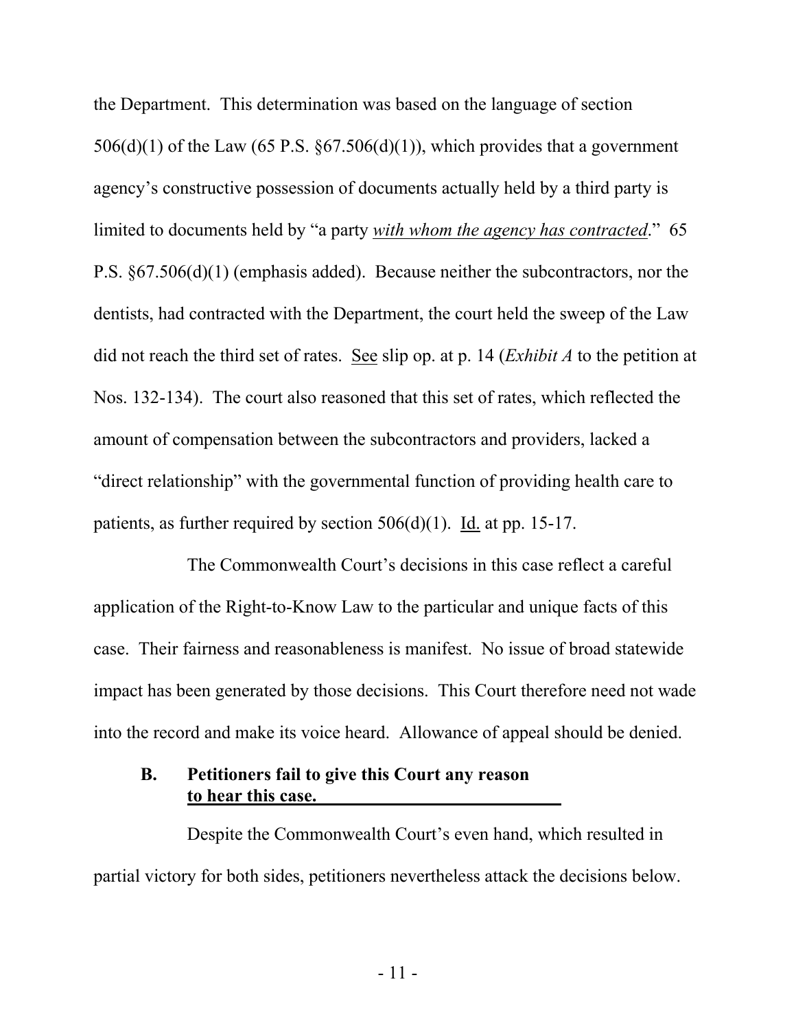the Department. This determination was based on the language of section 506(d)(1) of the Law (65 P.S. §67.506(d)(1)), which provides that a government agency's constructive possession of documents actually held by a third party is limited to documents held by "a party *with whom the agency has contracted*." 65 P.S. §67.506(d)(1) (emphasis added). Because neither the subcontractors, nor the dentists, had contracted with the Department, the court held the sweep of the Law did not reach the third set of rates. See slip op. at p. 14 (*Exhibit A* to the petition at Nos. 132-134). The court also reasoned that this set of rates, which reflected the amount of compensation between the subcontractors and providers, lacked a "direct relationship" with the governmental function of providing health care to patients, as further required by section 506(d)(1). Id. at pp. 15-17.

The Commonwealth Court's decisions in this case reflect a careful application of the Right-to-Know Law to the particular and unique facts of this case. Their fairness and reasonableness is manifest. No issue of broad statewide impact has been generated by those decisions. This Court therefore need not wade into the record and make its voice heard. Allowance of appeal should be denied.

### B. Petitioners fail to give this Court any reason to hear this case.

Despite the Commonwealth Court's even hand, which resulted in partial victory for both sides, petitioners nevertheless attack the decisions below.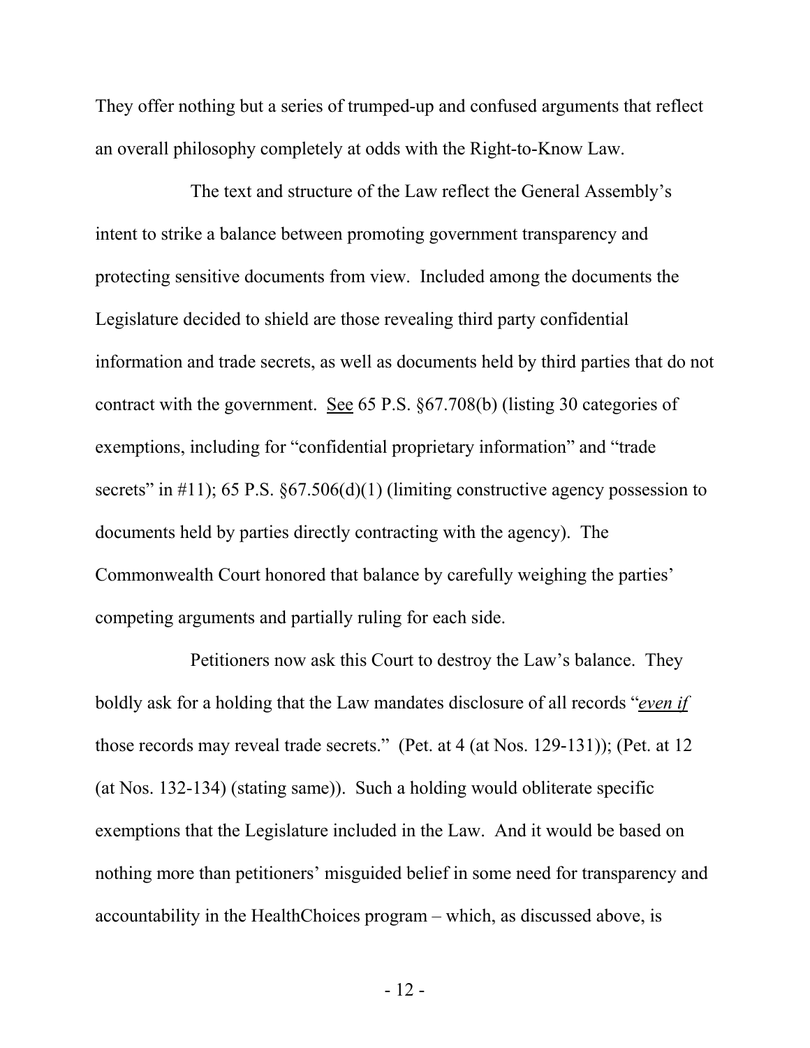They offer nothing but a series of trumped-up and confused arguments that reflect an overall philosophy completely at odds with the Right-to-Know Law.

The text and structure of the Law reflect the General Assembly's intent to strike a balance between promoting government transparency and protecting sensitive documents from view. Included among the documents the Legislature decided to shield are those revealing third party confidential information and trade secrets, as well as documents held by third parties that do not contract with the government. See 65 P.S. §67.708(b) (listing 30 categories of exemptions, including for "confidential proprietary information" and "trade secrets" in #11); 65 P.S. §67.506(d)(1) (limiting constructive agency possession to documents held by parties directly contracting with the agency). The Commonwealth Court honored that balance by carefully weighing the parties' competing arguments and partially ruling for each side.

Petitioners now ask this Court to destroy the Law's balance. They boldly ask for a holding that the Law mandates disclosure of all records "***even if*** those records may reveal trade secrets." (Pet. at 4 (at Nos. 129-131)); (Pet. at 12 (at Nos. 132-134) (stating same)). Such a holding would obliterate specific exemptions that the Legislature included in the Law. And it would be based on nothing more than petitioners' misguided belief in some need for transparency and accountability in the HealthChoices program – which, as discussed above, is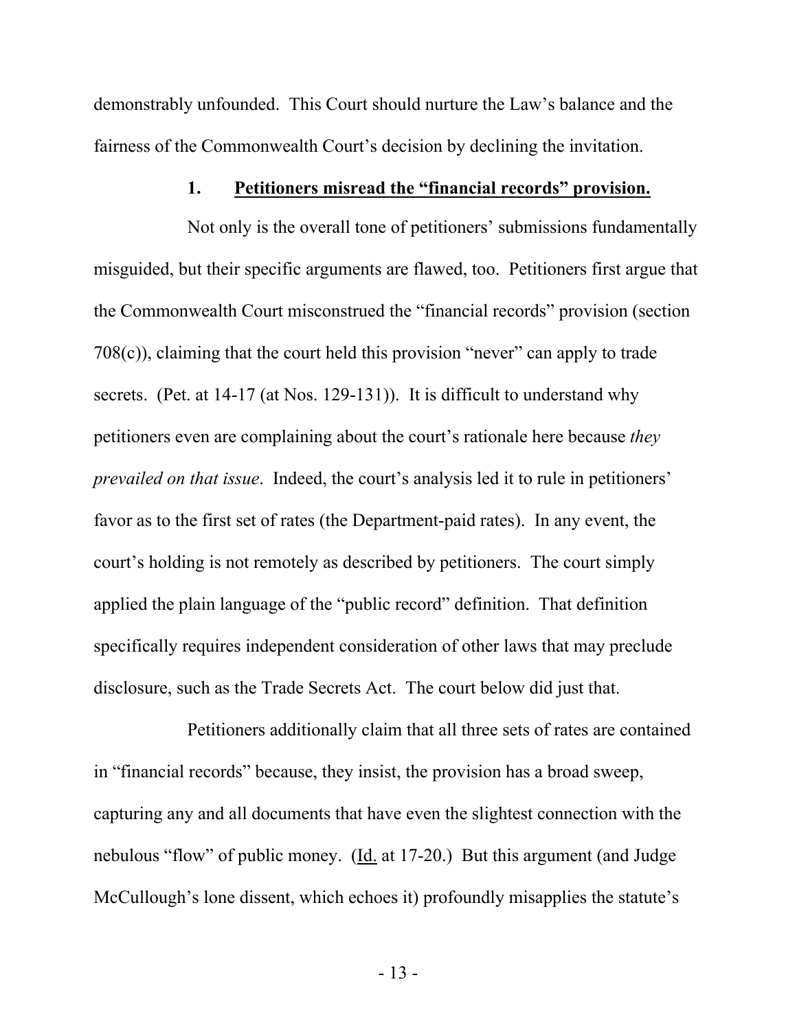demonstrably unfounded. This Court should nurture the Law's balance and the fairness of the Commonwealth Court's decision by declining the invitation.

### 1. <u>**Petitioners misread the "financial records" provision.**</u>

Not only is the overall tone of petitioners' submissions fundamentally misguided, but their specific arguments are flawed, too. Petitioners first argue that the Commonwealth Court misconstrued the "financial records" provision (section 708(c)), claiming that the court held this provision "never" can apply to trade secrets. (Pet. at 14-17 (at Nos. 129-131)). It is difficult to understand why petitioners even are complaining about the court's rationale here because *they prevailed on that issue*. Indeed, the court's analysis led it to rule in petitioners' favor as to the first set of rates (the Department-paid rates). In any event, the court's holding is not remotely as described by petitioners. The court simply applied the plain language of the "public record" definition. That definition specifically requires independent consideration of other laws that may preclude disclosure, such as the Trade Secrets Act. The court below did just that.

Petitioners additionally claim that all three sets of rates are contained in "financial records" because, they insist, the provision has a broad sweep, capturing any and all documents that have even the slightest connection with the nebulous "flow" of public money. (<u>Id.</u> at 17-20.) But this argument (and Judge McCullough's lone dissent, which echoes it) profoundly misapplies the statute's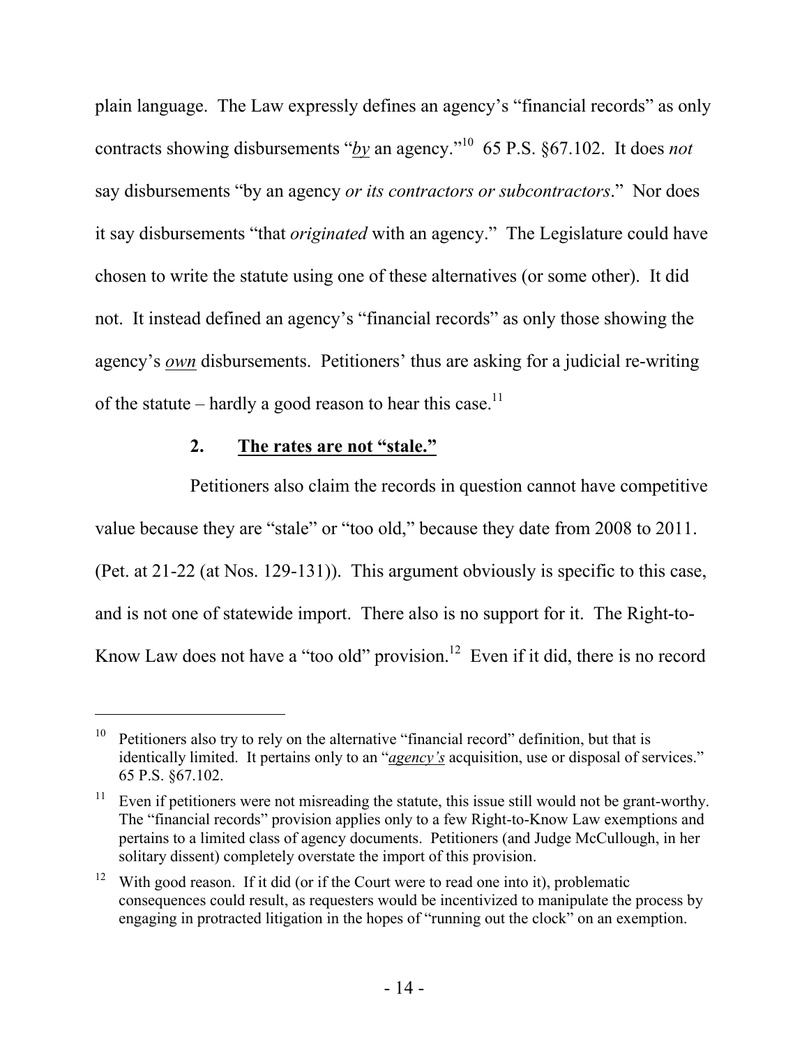plain language. The Law expressly defines an agency's "financial records" as only contracts showing disbursements "*by* an agency."[10] 65 P.S. §67.102. It does *not* say disbursements "by an agency *or its contractors or subcontractors*." Nor does it say disbursements "that *originated* with an agency." The Legislature could have chosen to write the statute using one of these alternatives (or some other). It did not. It instead defined an agency's "financial records" as only those showing the agency's *own* disbursements. Petitioners' thus are asking for a judicial re-writing of the statute – hardly a good reason to hear this case.[11]

### 2. The rates are not "stale."

Petitioners also claim the records in question cannot have competitive value because they are "stale" or "too old," because they date from 2008 to 2011. (Pet. at 21-22 (at Nos. 129-131)). This argument obviously is specific to this case, and is not one of statewide import. There also is no support for it. The Right-to-Know Law does not have a "too old" provision.[12] Even if it did, there is no record

---

[10] Petitioners also try to rely on the alternative "financial record" definition, but that is identically limited. It pertains only to an "*agency's* acquisition, use or disposal of services." 65 P.S. §67.102.

[11] Even if petitioners were not misreading the statute, this issue still would not be grant-worthy. The "financial records" provision applies only to a few Right-to-Know Law exemptions and pertains to a limited class of agency documents. Petitioners (and Judge McCullough, in her solitary dissent) completely overstate the import of this provision.

[12] With good reason. If it did (or if the Court were to read one into it), problematic consequences could result, as requesters would be incentivized to manipulate the process by engaging in protracted litigation in the hopes of "running out the clock" on an exemption.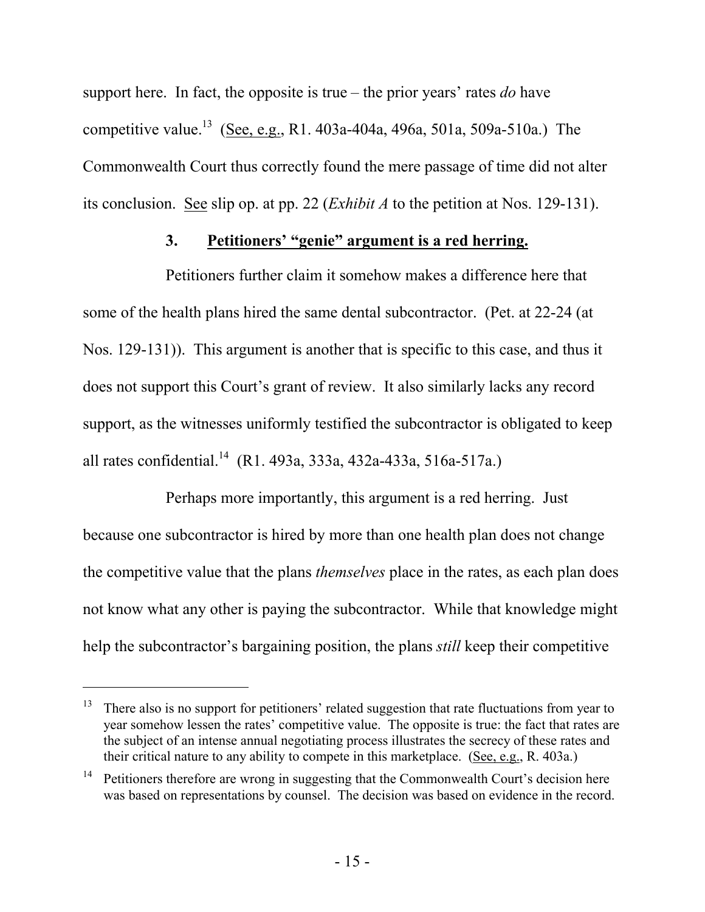support here. In fact, the opposite is true – the prior years' rates *do* have competitive value.[13] (See, e.g., R1. 403a-404a, 496a, 501a, 509a-510a.) The Commonwealth Court thus correctly found the mere passage of time did not alter its conclusion. See slip op. at pp. 22 (*Exhibit A* to the petition at Nos. 129-131).

### 3. Petitioners' "genie" argument is a red herring.

Petitioners further claim it somehow makes a difference here that some of the health plans hired the same dental subcontractor. (Pet. at 22-24 (at Nos. 129-131)). This argument is another that is specific to this case, and thus it does not support this Court's grant of review. It also similarly lacks any record support, as the witnesses uniformly testified the subcontractor is obligated to keep all rates confidential.[14] (R1. 493a, 333a, 432a-433a, 516a-517a.)

Perhaps more importantly, this argument is a red herring. Just because one subcontractor is hired by more than one health plan does not change the competitive value that the plans *themselves* place in the rates, as each plan does not know what any other is paying the subcontractor. While that knowledge might help the subcontractor's bargaining position, the plans *still* keep their competitive

---

[13] There also is no support for petitioners' related suggestion that rate fluctuations from year to year somehow lessen the rates' competitive value. The opposite is true: the fact that rates are the subject of an intense annual negotiating process illustrates the secrecy of these rates and their critical nature to any ability to compete in this marketplace. (See, e.g., R. 403a.)

[14] Petitioners therefore are wrong in suggesting that the Commonwealth Court's decision here was based on representations by counsel. The decision was based on evidence in the record.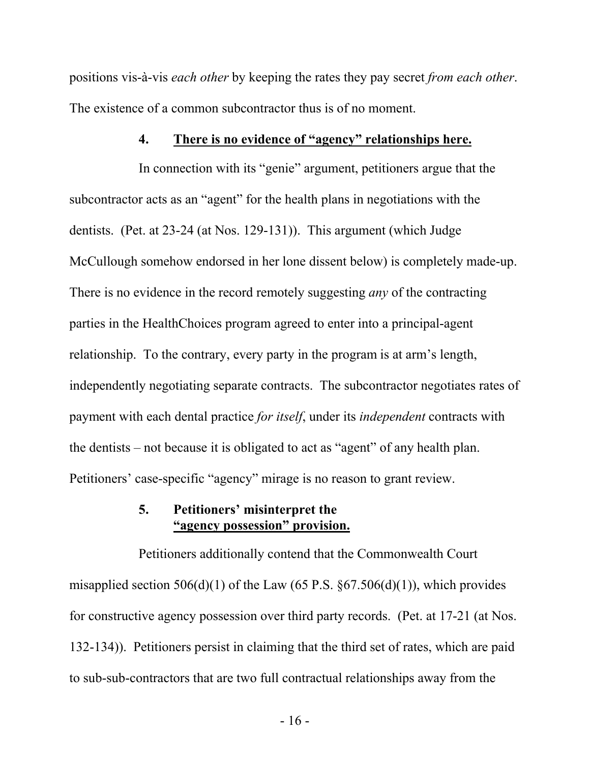positions vis-à-vis *each other* by keeping the rates they pay secret *from each other*. The existence of a common subcontractor thus is of no moment.

#### 4. **There is no evidence of "agency" relationships here.**

In connection with its "genie" argument, petitioners argue that the subcontractor acts as an "agent" for the health plans in negotiations with the dentists. (Pet. at 23-24 (at Nos. 129-131)). This argument (which Judge McCullough somehow endorsed in her lone dissent below) is completely made-up. There is no evidence in the record remotely suggesting *any* of the contracting parties in the HealthChoices program agreed to enter into a principal-agent relationship. To the contrary, every party in the program is at arm's length, independently negotiating separate contracts. The subcontractor negotiates rates of payment with each dental practice *for itself*, under its *independent* contracts with the dentists – not because it is obligated to act as "agent" of any health plan. Petitioners' case-specific "agency" mirage is no reason to grant review.

#### 5. **Petitioners' misinterpret the "agency possession" provision.**

Petitioners additionally contend that the Commonwealth Court misapplied section 506(d)(1) of the Law (65 P.S. §67.506(d)(1)), which provides for constructive agency possession over third party records. (Pet. at 17-21 (at Nos. 132-134)). Petitioners persist in claiming that the third set of rates, which are paid to sub-sub-contractors that are two full contractual relationships away from the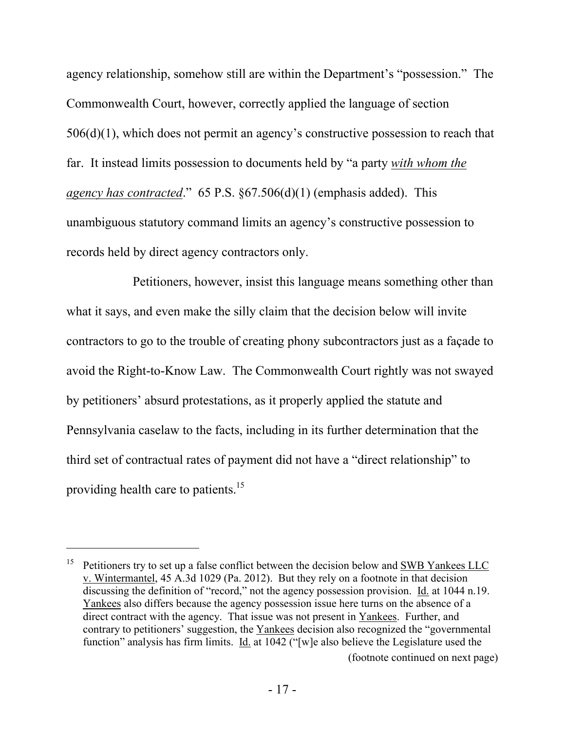agency relationship, somehow still are within the Department's "possession." The Commonwealth Court, however, correctly applied the language of section 506(d)(1), which does not permit an agency's constructive possession to reach that far. It instead limits possession to documents held by "a party ***with whom the agency has contracted***." 65 P.S. §67.506(d)(1) (emphasis added). This unambiguous statutory command limits an agency's constructive possession to records held by direct agency contractors only.

Petitioners, however, insist this language means something other than what it says, and even make the silly claim that the decision below will invite contractors to go to the trouble of creating phony subcontractors just as a façade to avoid the Right-to-Know Law. The Commonwealth Court rightly was not swayed by petitioners' absurd protestations, as it properly applied the statute and Pennsylvania caselaw to the facts, including in its further determination that the third set of contractual rates of payment did not have a "direct relationship" to providing health care to patients.[15]

---

[15] Petitioners try to set up a false conflict between the decision below and SWB Yankees LLC v. Wintermantel, 45 A.3d 1029 (Pa. 2012). But they rely on a footnote in that decision discussing the definition of "record," not the agency possession provision. Id. at 1044 n.19. Yankees also differs because the agency possession issue here turns on the absence of a direct contract with the agency. That issue was not present in Yankees. Further, and contrary to petitioners' suggestion, the Yankees decision also recognized the "governmental function" analysis has firm limits. Id. at 1042 ("[w]e also believe the Legislature used the

(footnote continued on next page)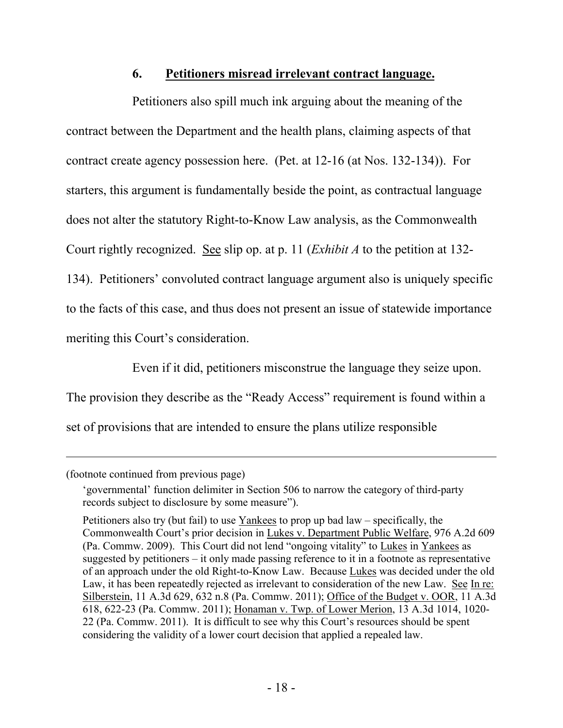### 6. **Petitioners misread irrelevant contract language.**

Petitioners also spill much ink arguing about the meaning of the contract between the Department and the health plans, claiming aspects of that contract create agency possession here. (Pet. at 12-16 (at Nos. 132-134)). For starters, this argument is fundamentally beside the point, as contractual language does not alter the statutory Right-to-Know Law analysis, as the Commonwealth Court rightly recognized. See slip op. at p. 11 (*Exhibit A* to the petition at 132-134). Petitioners' convoluted contract language argument also is uniquely specific to the facts of this case, and thus does not present an issue of statewide importance meriting this Court's consideration.

Even if it did, petitioners misconstrue the language they seize upon. The provision they describe as the "Ready Access" requirement is found within a set of provisions that are intended to ensure the plans utilize responsible

---

(footnote continued from previous page)

'governmental' function delimiter in Section 506 to narrow the category of third-party records subject to disclosure by some measure").

Petitioners also try (but fail) to use Yankees to prop up bad law – specifically, the Commonwealth Court's prior decision in Lukes v. Department Public Welfare, 976 A.2d 609 (Pa. Commw. 2009). This Court did not lend "ongoing vitality" to Lukes in Yankees as suggested by petitioners – it only made passing reference to it in a footnote as representative of an approach under the old Right-to-Know Law. Because Lukes was decided under the old Law, it has been repeatedly rejected as irrelevant to consideration of the new Law. See In re: Silberstein, 11 A.3d 629, 632 n.8 (Pa. Commw. 2011); Office of the Budget v. OOR, 11 A.3d 618, 622-23 (Pa. Commw. 2011); Honaman v. Twp. of Lower Merion, 13 A.3d 1014, 1020-22 (Pa. Commw. 2011). It is difficult to see why this Court's resources should be spent considering the validity of a lower court decision that applied a repealed law.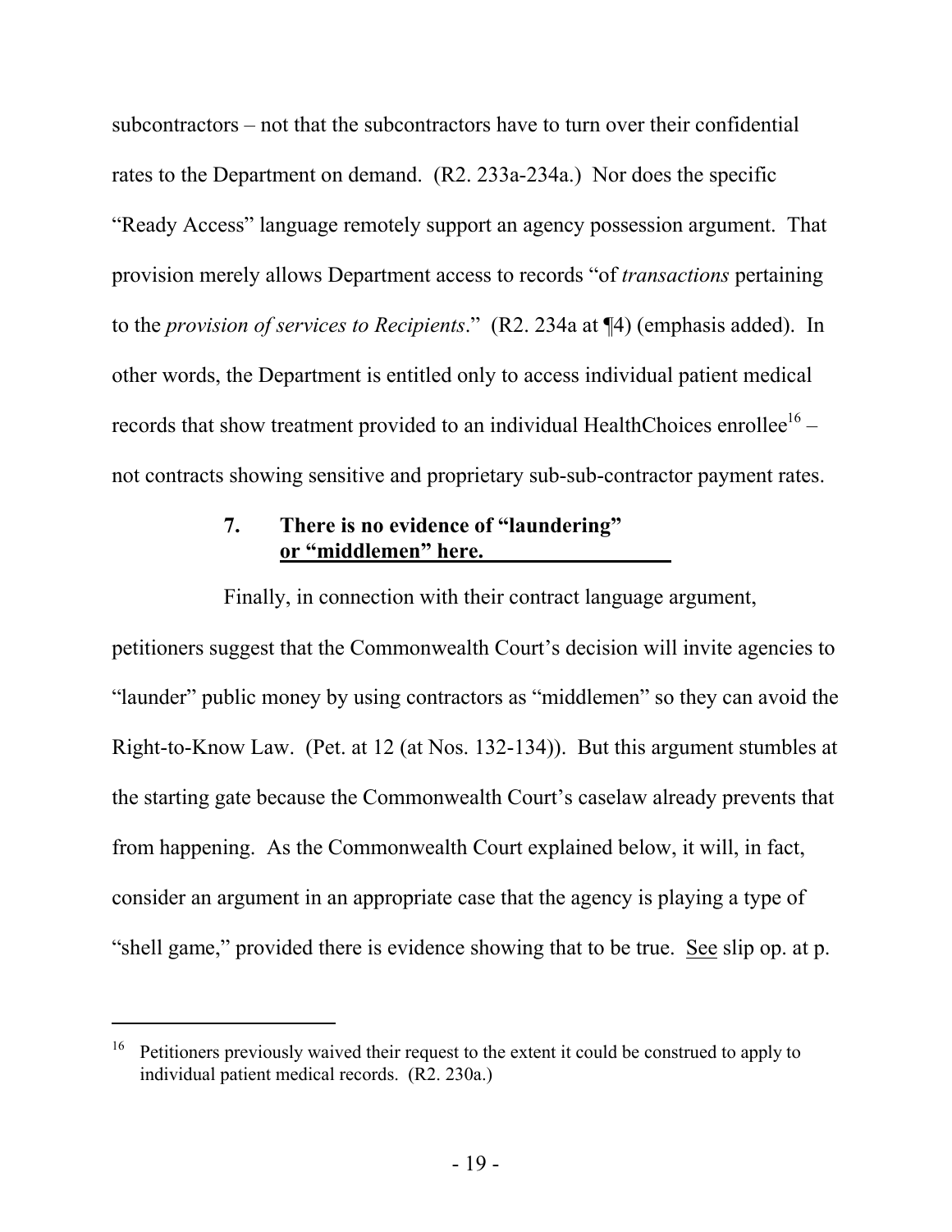subcontractors – not that the subcontractors have to turn over their confidential rates to the Department on demand. (R2. 233a-234a.) Nor does the specific "Ready Access" language remotely support an agency possession argument. That provision merely allows Department access to records "of *transactions* pertaining to the *provision of services to Recipients*." (R2. 234a at ¶4) (emphasis added). In other words, the Department is entitled only to access individual patient medical records that show treatment provided to an individual HealthChoices enrollee[16] – not contracts showing sensitive and proprietary sub-sub-contractor payment rates.

### 7. **There is no evidence of "laundering" or "middlemen" here.**

Finally, in connection with their contract language argument, petitioners suggest that the Commonwealth Court's decision will invite agencies to "launder" public money by using contractors as "middlemen" so they can avoid the Right-to-Know Law. (Pet. at 12 (at Nos. 132-134)). But this argument stumbles at the starting gate because the Commonwealth Court's caselaw already prevents that from happening. As the Commonwealth Court explained below, it will, in fact, consider an argument in an appropriate case that the agency is playing a type of "shell game," provided there is evidence showing that to be true. See slip op. at p.

---

[16] Petitioners previously waived their request to the extent it could be construed to apply to individual patient medical records. (R2. 230a.)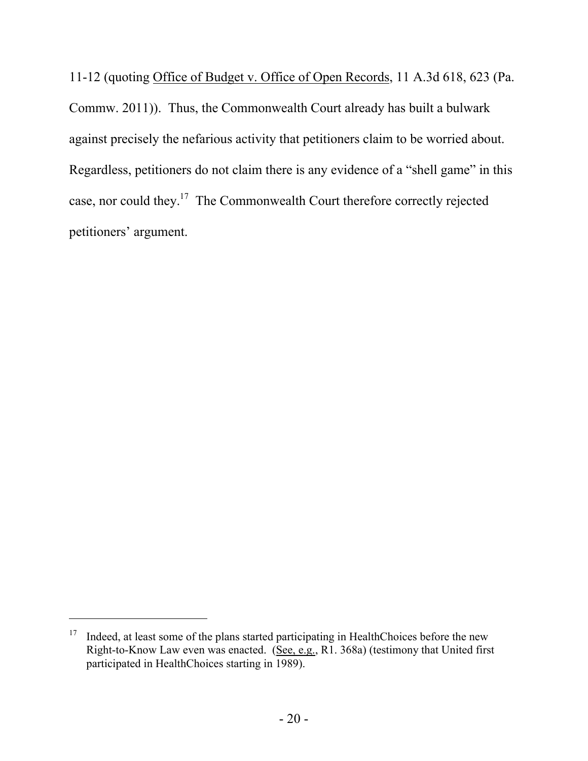11-12 (quoting Office of Budget v. Office of Open Records, 11 A.3d 618, 623 (Pa. Commw. 2011)). Thus, the Commonwealth Court already has built a bulwark against precisely the nefarious activity that petitioners claim to be worried about. Regardless, petitioners do not claim there is any evidence of a "shell game" in this case, nor could they.[17] The Commonwealth Court therefore correctly rejected petitioners' argument.

---

[17] Indeed, at least some of the plans started participating in HealthChoices before the new Right-to-Know Law even was enacted. (See, e.g., R1. 368a) (testimony that United first participated in HealthChoices starting in 1989).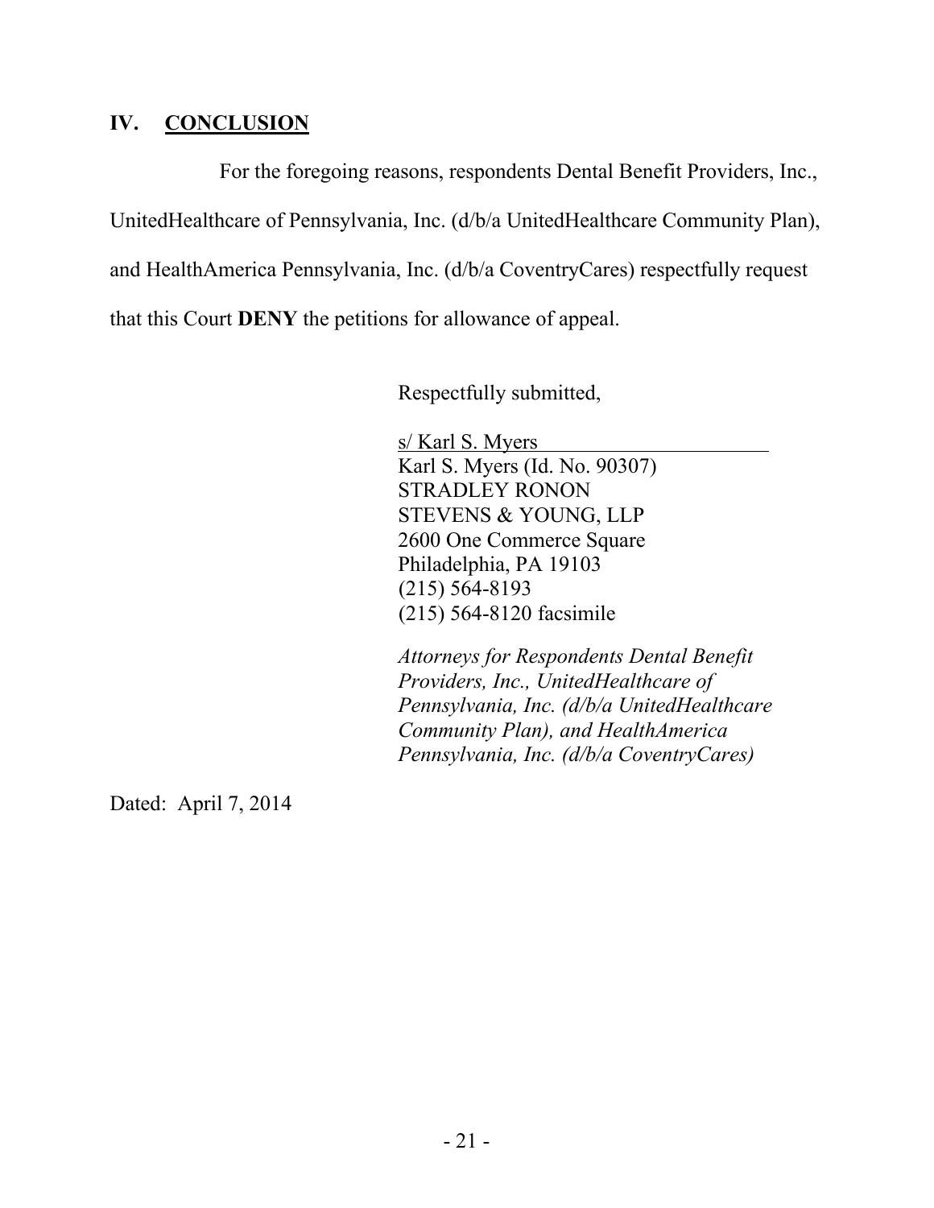## IV. <u>CONCLUSION</u>

For the foregoing reasons, respondents Dental Benefit Providers, Inc., UnitedHealthcare of Pennsylvania, Inc. (d/b/a UnitedHealthcare Community Plan), and HealthAmerica Pennsylvania, Inc. (d/b/a CoventryCares) respectfully request that this Court **DENY** the petitions for allowance of appeal.

Respectfully submitted,

s/ Karl S. Myers
Karl S. Myers (Id. No. 90307)
STRADLEY RONON
STEVENS & YOUNG, LLP
2600 One Commerce Square
Philadelphia, PA 19103
(215) 564-8193
(215) 564-8120 facsimile

*Attorneys for Respondents Dental Benefit Providers, Inc., UnitedHealthcare of Pennsylvania, Inc. (d/b/a UnitedHealthcare Community Plan), and HealthAmerica Pennsylvania, Inc. (d/b/a CoventryCares)*

Dated: April 7, 2014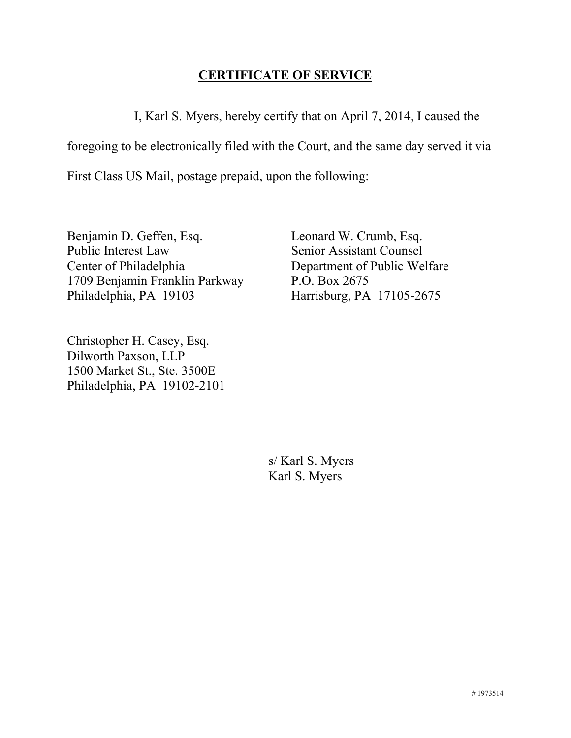# CERTIFICATE OF SERVICE

I, Karl S. Myers, hereby certify that on April 7, 2014, I caused the foregoing to be electronically filed with the Court, and the same day served it via First Class US Mail, postage prepaid, upon the following:

Benjamin D. Geffen, Esq.
Public Interest Law
Center of Philadelphia
1709 Benjamin Franklin Parkway
Philadelphia, PA 19103

Leonard W. Crumb, Esq.
Senior Assistant Counsel
Department of Public Welfare
P.O. Box 2675
Harrisburg, PA 17105-2675

Christopher H. Casey, Esq.
Dilworth Paxson, LLP
1500 Market St., Ste. 3500E
Philadelphia, PA 19102-2101

s/ Karl S. Myers
Karl S. Myers

# 1973514